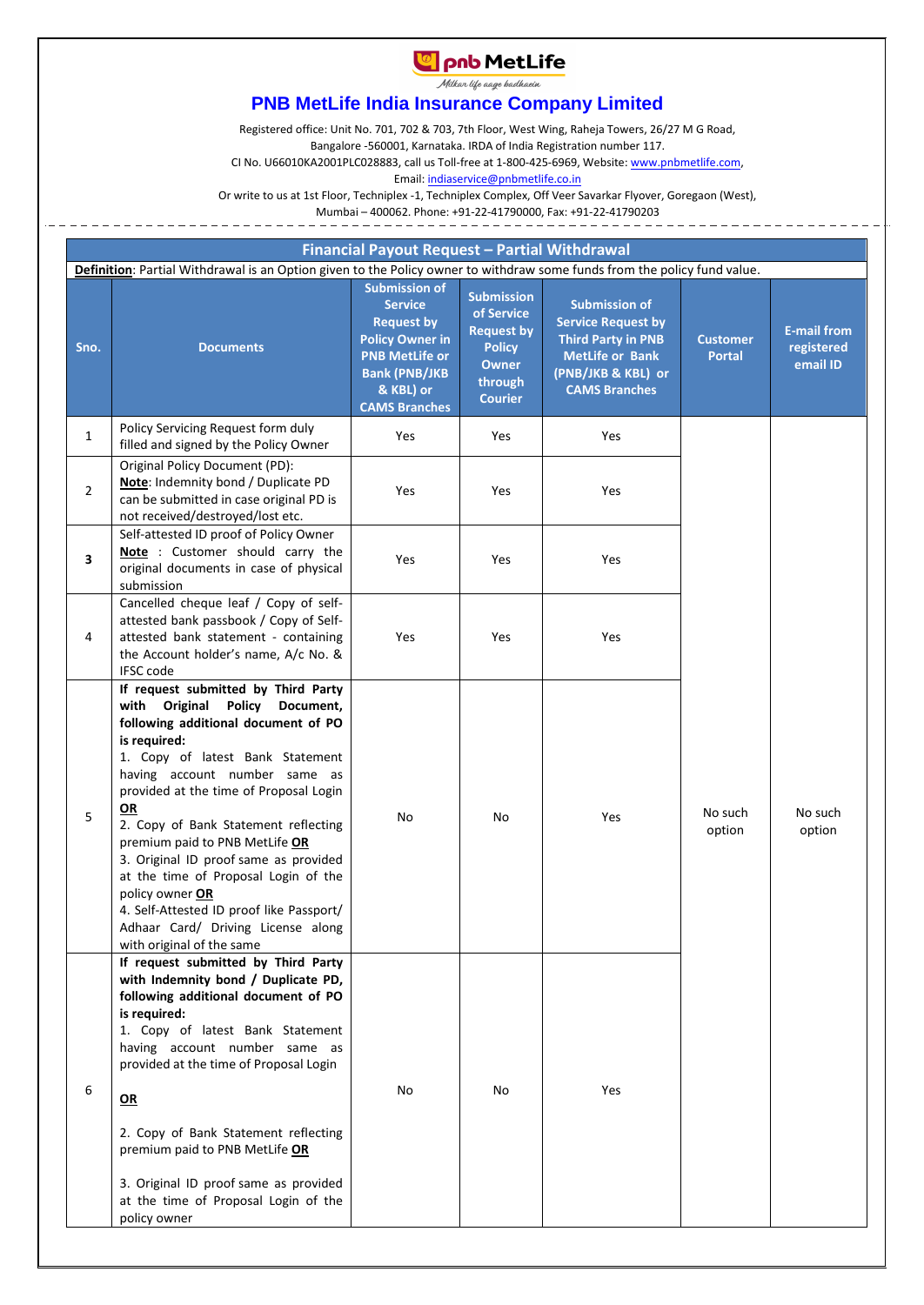# PNB MetLife India Insurance Company Limited

Registered office: Unit No. 701, 702 & 703, 7th Floor, West Wing, Raheja Towers, 26/27 M G Road, Bangalore -560001, Karnataka. IRDA of India Registration number 117.
CI No. U66010KA2001PLC028883, call us Toll-free at 1-800-425-6969, Website: www.pnbmetlife.com,
Email: indiaservice@pnbmetlife.co.in
Or write to us at 1st Floor, Techniplex -1, Techniplex Complex, Off Veer Savarkar Flyover, Goregaon (West), Mumbai – 400062. Phone: +91-22-41790000, Fax: +91-22-41790203

## Financial Payout Request – Partial Withdrawal

**Definition**: Partial Withdrawal is an Option given to the Policy owner to withdraw some funds from the policy fund value.

| Sno. | Documents | Submission of Service Request by Policy Owner in PNB MetLife or Bank (PNB/JKB & KBL) or CAMS Branches | Submission of Service Request by Policy Owner through Courier | Submission of Service Request by Third Party in PNB MetLife or Bank (PNB/JKB & KBL) or CAMS Branches | Customer Portal | E-mail from registered email ID |
|---|---|---|---|---|---|---|
| 1 | Policy Servicing Request form duly filled and signed by the Policy Owner | Yes | Yes | Yes | No such option | No such option |
| 2 | Original Policy Document (PD): **Note**: Indemnity bond / Duplicate PD can be submitted in case original PD is not received/destroyed/lost etc. | Yes | Yes | Yes | | |
| 3 | Self-attested ID proof of Policy Owner **Note** : Customer should carry the original documents in case of physical submission | Yes | Yes | Yes | | |
| 4 | Cancelled cheque leaf / Copy of self-attested bank passbook / Copy of Self-attested bank statement - containing the Account holder's name, A/c No. & IFSC code | Yes | Yes | Yes | | |
| 5 | **If request submitted by Third Party with Original Policy Document, following additional document of PO is required:** 1. Copy of latest Bank Statement having account number same as provided at the time of Proposal Login **OR** 2. Copy of Bank Statement reflecting premium paid to PNB MetLife **OR** 3. Original ID proof same as provided at the time of Proposal Login of the policy owner **OR** 4. Self-Attested ID proof like Passport/ Adhaar Card/ Driving License along with original of the same | No | No | Yes | | |
| 6 | **If request submitted by Third Party with Indemnity bond / Duplicate PD, following additional document of PO is required:** 1. Copy of latest Bank Statement having account number same as provided at the time of Proposal Login **OR** 2. Copy of Bank Statement reflecting premium paid to PNB MetLife **OR** 3. Original ID proof same as provided at the time of Proposal Login of the policy owner | No | No | Yes | | |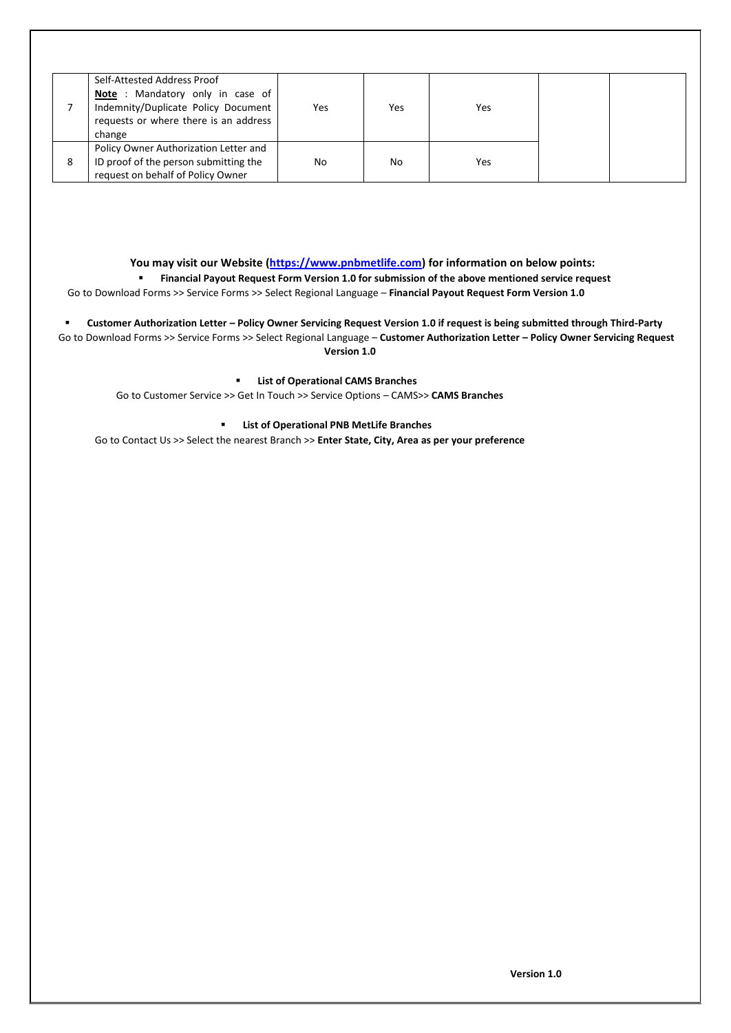| | | | | | | |
|---|---|---|---|---|---|---|
| 7 | Self-Attested Address Proof **Note** : Mandatory only in case of Indemnity/Duplicate Policy Document requests or where there is an address change | Yes | Yes | Yes | | |
| 8 | Policy Owner Authorization Letter and ID proof of the person submitting the request on behalf of Policy Owner | No | No | Yes | | |

**You may visit our Website ([https://www.pnbmetlife.com](https://www.pnbmetlife.com)) for information on below points:**

- **Financial Payout Request Form Version 1.0 for submission of the above mentioned service request**

Go to Download Forms >> Service Forms >> Select Regional Language – **Financial Payout Request Form Version 1.0**

- **Customer Authorization Letter – Policy Owner Servicing Request Version 1.0 if request is being submitted through Third-Party**

Go to Download Forms >> Service Forms >> Select Regional Language – **Customer Authorization Letter – Policy Owner Servicing Request Version 1.0**

- **List of Operational CAMS Branches**

Go to Customer Service >> Get In Touch >> Service Options – CAMS>> **CAMS Branches**

- **List of Operational PNB MetLife Branches**

Go to Contact Us >> Select the nearest Branch >> **Enter State, City, Area as per your preference**